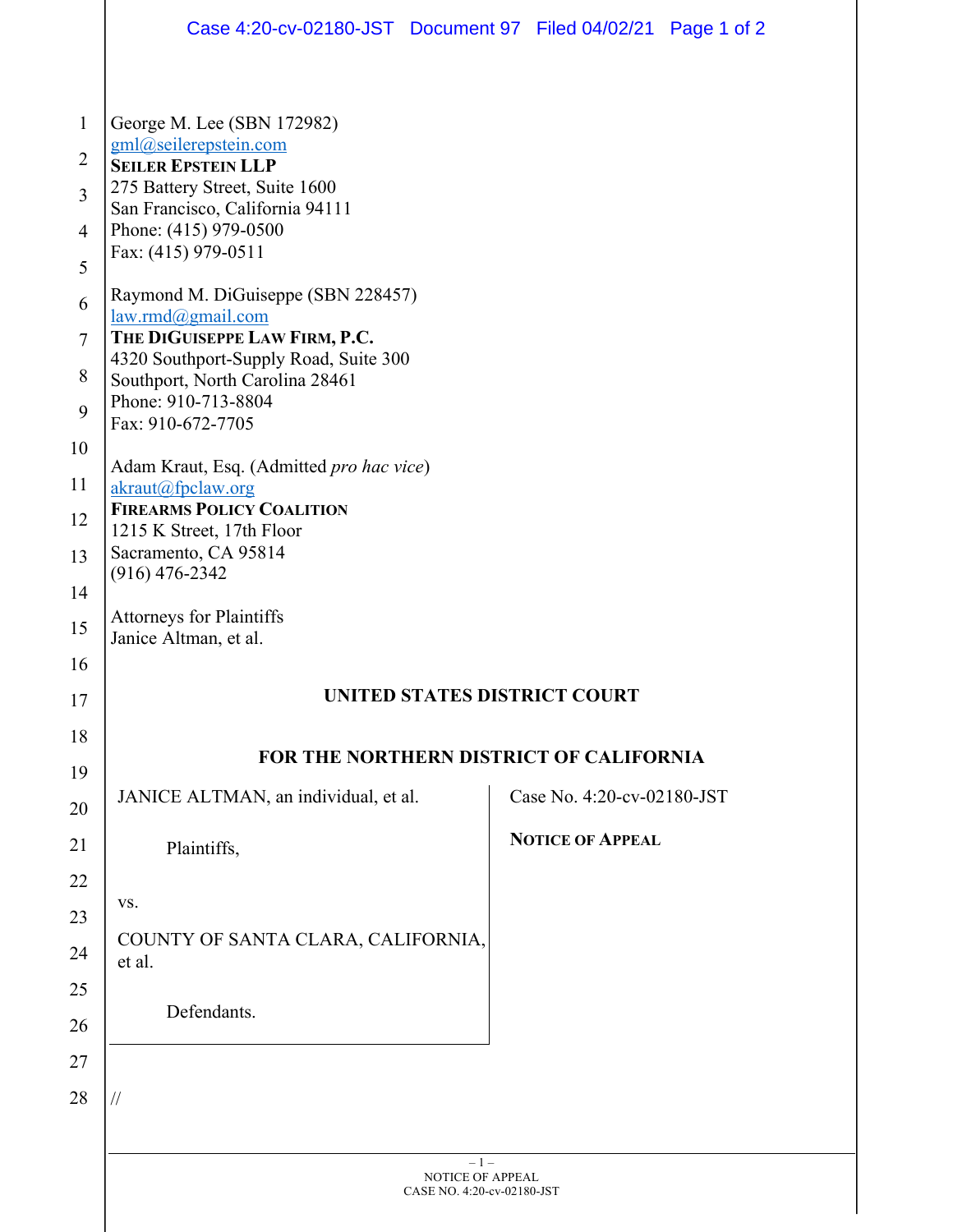George M. Lee (SBN 172982)
gml@seilerepstein.com
**SEILER EPSTEIN LLP**
275 Battery Street, Suite 1600
San Francisco, California 94111
Phone: (415) 979-0500
Fax: (415) 979-0511

Raymond M. DiGuiseppe (SBN 228457)
law.rmd@gmail.com
**THE DIGUISEPPE LAW FIRM, P.C.**
4320 Southport-Supply Road, Suite 300
Southport, North Carolina 28461
Phone: 910-713-8804
Fax: 910-672-7705

Adam Kraut, Esq. (Admitted *pro hac vice*)
akraut@fpclaw.org
**FIREARMS POLICY COALITION**
1215 K Street, 17th Floor
Sacramento, CA 95814
(916) 476-2342

Attorneys for Plaintiffs
Janice Altman, et al.

**UNITED STATES DISTRICT COURT**

**FOR THE NORTHERN DISTRICT OF CALIFORNIA**

| | |
|---|---|
| JANICE ALTMAN, an individual, et al.<br><br>Plaintiffs,<br><br>vs.<br><br>COUNTY OF SANTA CLARA, CALIFORNIA, et al.<br><br>Defendants. | Case No. 4:20-cv-02180-JST<br><br>**NOTICE OF APPEAL** |

//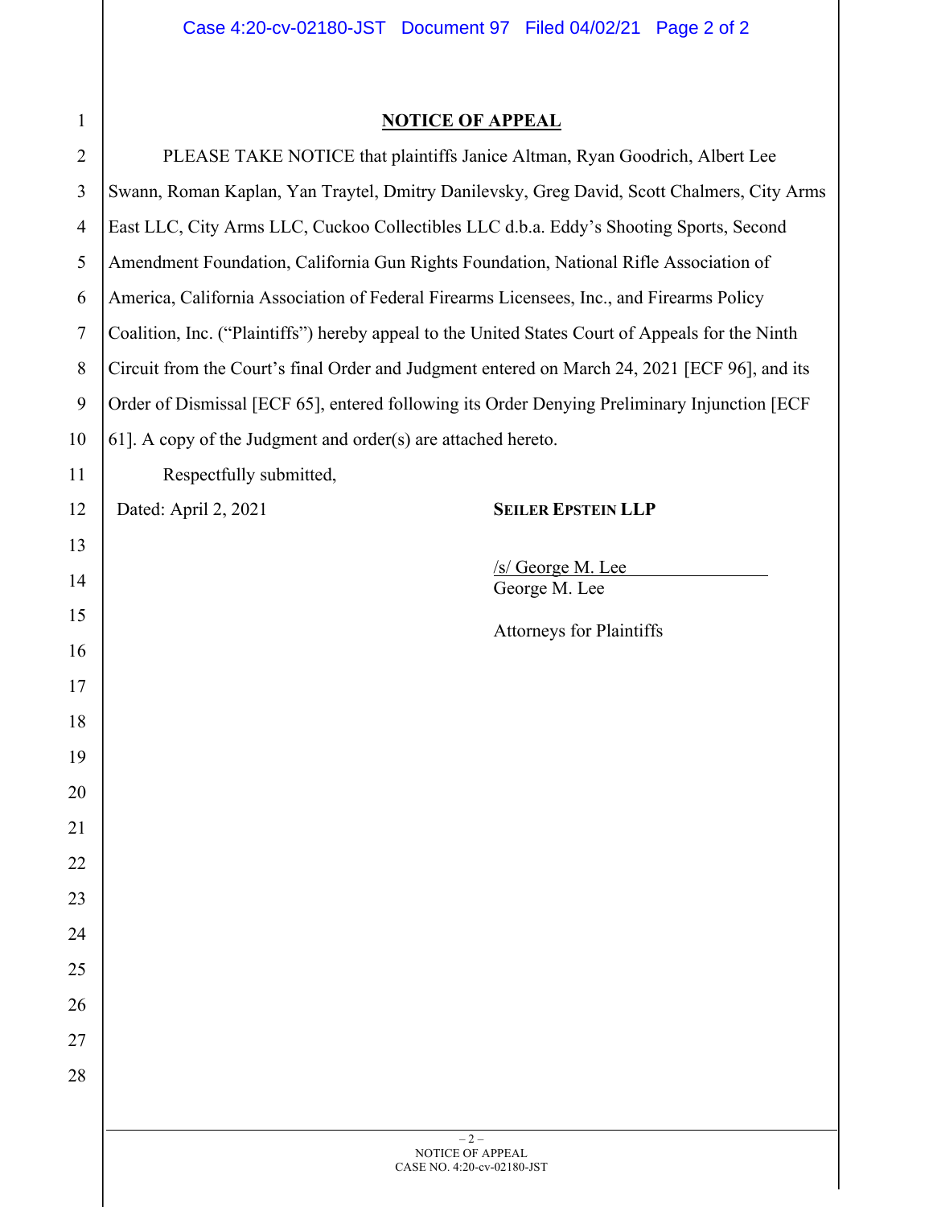## NOTICE OF APPEAL

PLEASE TAKE NOTICE that plaintiffs Janice Altman, Ryan Goodrich, Albert Lee Swann, Roman Kaplan, Yan Traytel, Dmitry Danilevsky, Greg David, Scott Chalmers, City Arms East LLC, City Arms LLC, Cuckoo Collectibles LLC d.b.a. Eddy's Shooting Sports, Second Amendment Foundation, California Gun Rights Foundation, National Rifle Association of America, California Association of Federal Firearms Licensees, Inc., and Firearms Policy Coalition, Inc. ("Plaintiffs") hereby appeal to the United States Court of Appeals for the Ninth Circuit from the Court's final Order and Judgment entered on March 24, 2021 [ECF 96], and its Order of Dismissal [ECF 65], entered following its Order Denying Preliminary Injunction [ECF 61]. A copy of the Judgment and order(s) are attached hereto.

Respectfully submitted,

Dated: April 2, 2021

**SEILER EPSTEIN LLP**

/s/ George M. Lee
George M. Lee

Attorneys for Plaintiffs